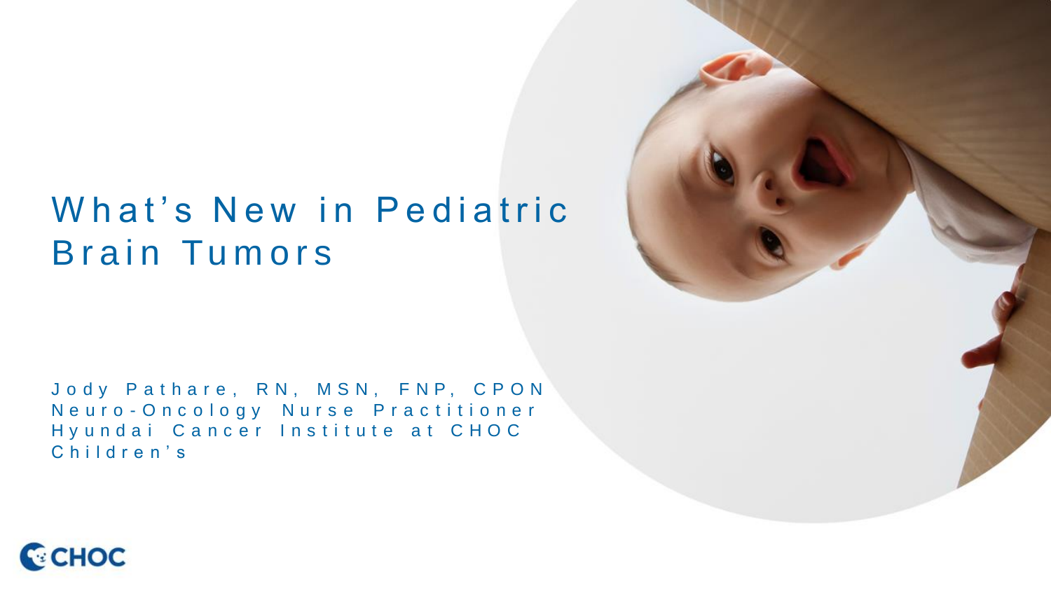# What's New in Pediatric Brain Tumors

Jody Pathare, RN, MSN, FNP, CPON
Neuro-Oncology Nurse Practitioner
Hyundai Cancer Institute at CHOC Children's

CHOC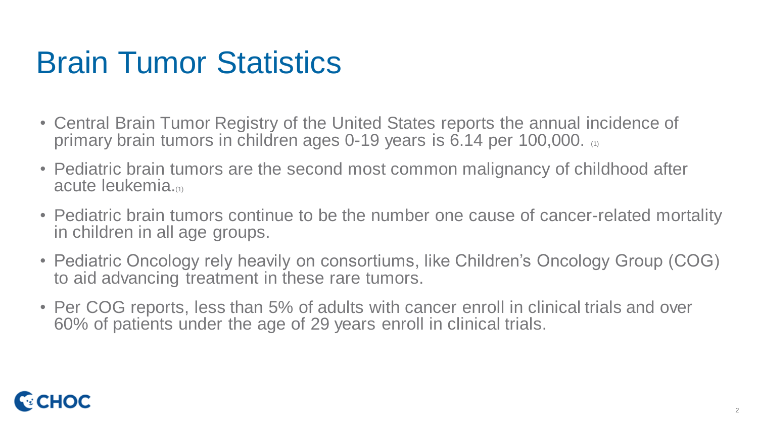# Brain Tumor Statistics

- Central Brain Tumor Registry of the United States reports the annual incidence of primary brain tumors in children ages 0-19 years is 6.14 per 100,000. (1)
- Pediatric brain tumors are the second most common malignancy of childhood after acute leukemia.(1)
- Pediatric brain tumors continue to be the number one cause of cancer-related mortality in children in all age groups.
- Pediatric Oncology rely heavily on consortiums, like Children's Oncology Group (COG) to aid advancing treatment in these rare tumors.
- Per COG reports, less than 5% of adults with cancer enroll in clinical trials and over 60% of patients under the age of 29 years enroll in clinical trials.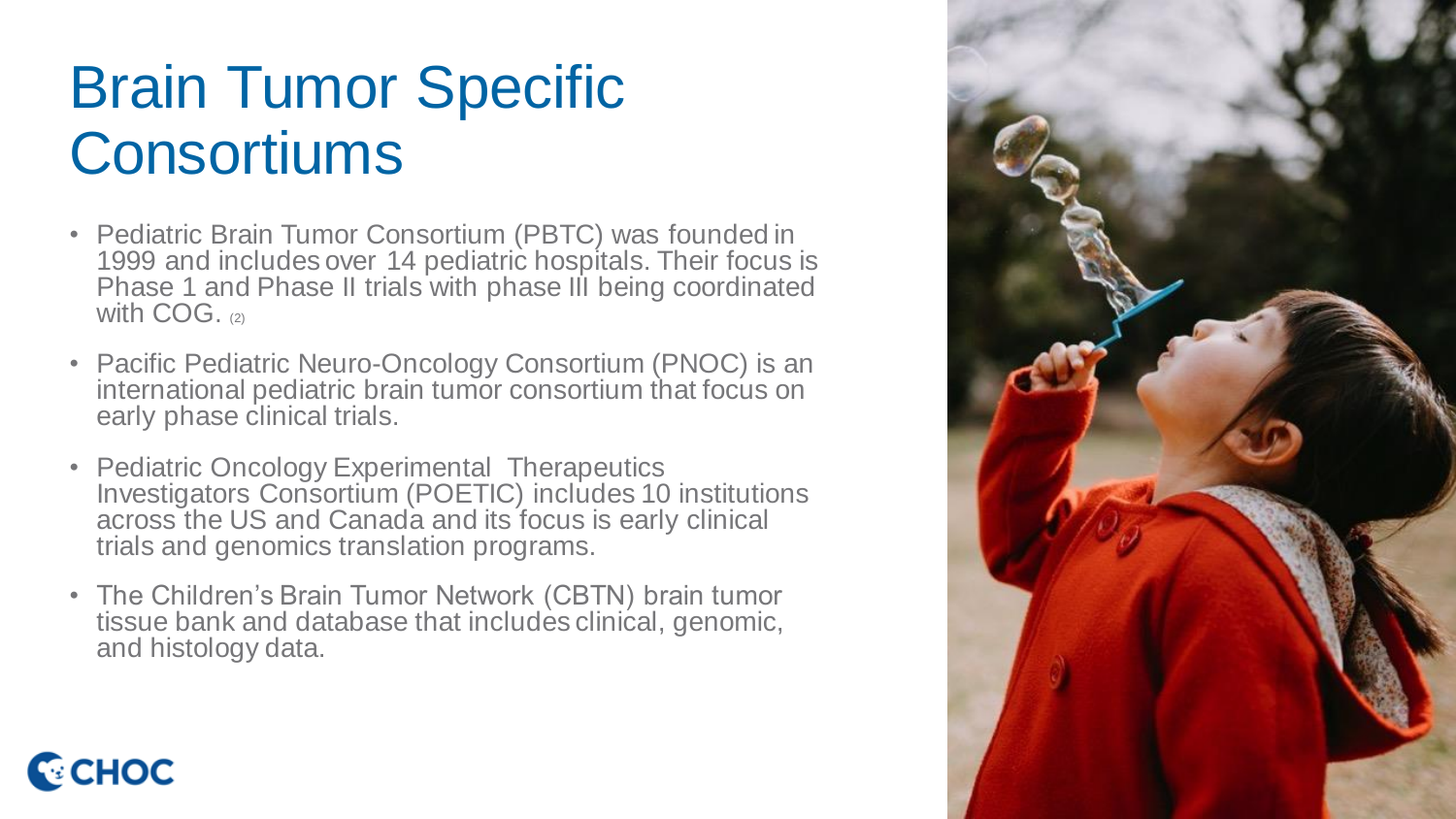# Brain Tumor Specific Consortiums

- Pediatric Brain Tumor Consortium (PBTC) was founded in 1999 and includes over 14 pediatric hospitals. Their focus is Phase 1 and Phase II trials with phase III being coordinated with COG. (2)
- Pacific Pediatric Neuro-Oncology Consortium (PNOC) is an international pediatric brain tumor consortium that focus on early phase clinical trials.
- Pediatric Oncology Experimental Therapeutics Investigators Consortium (POETIC) includes 10 institutions across the US and Canada and its focus is early clinical trials and genomics translation programs.
- The Children's Brain Tumor Network (CBTN) brain tumor tissue bank and database that includes clinical, genomic, and histology data.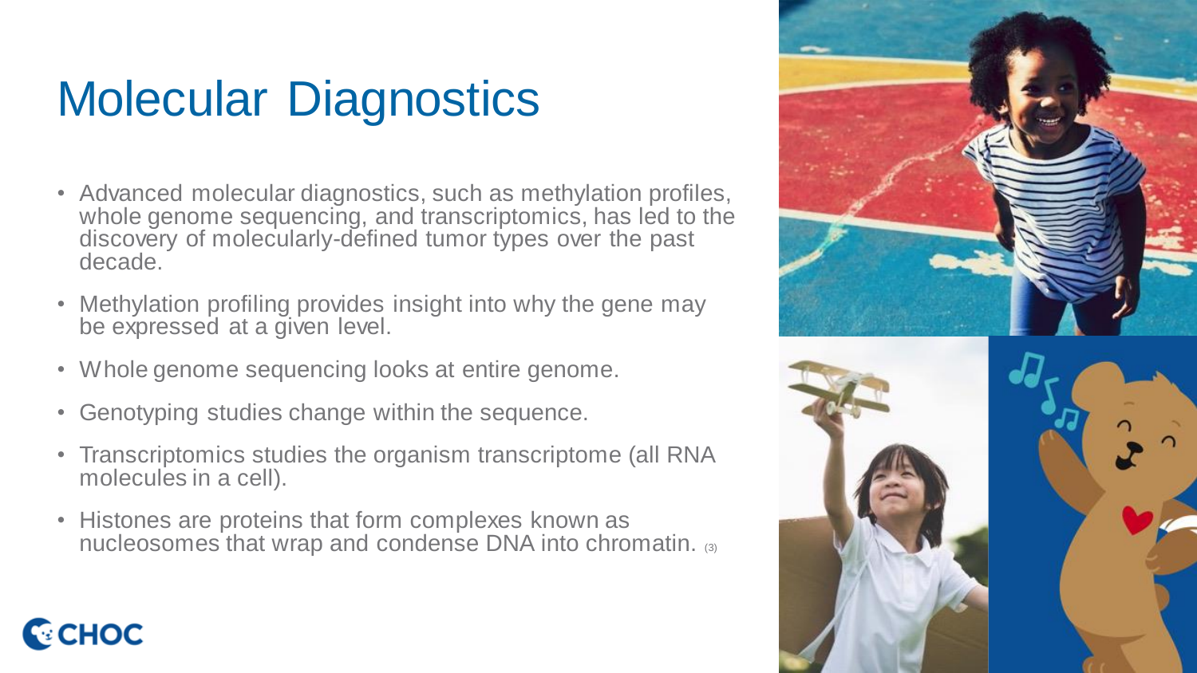# Molecular Diagnostics

- Advanced molecular diagnostics, such as methylation profiles, whole genome sequencing, and transcriptomics, has led to the discovery of molecularly-defined tumor types over the past decade.
- Methylation profiling provides insight into why the gene may be expressed at a given level.
- Whole genome sequencing looks at entire genome.
- Genotyping studies change within the sequence.
- Transcriptomics studies the organism transcriptome (all RNA molecules in a cell).
- Histones are proteins that form complexes known as nucleosomes that wrap and condense DNA into chromatin. (3)

CHOC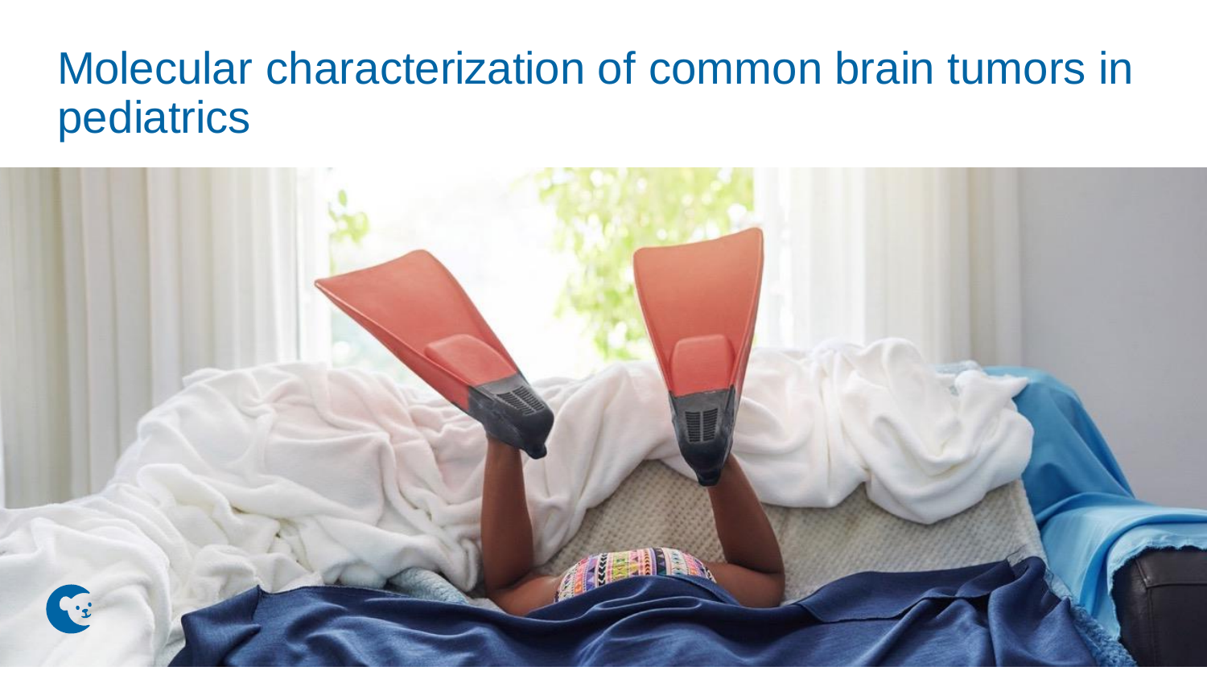# Molecular characterization of common brain tumors in pediatrics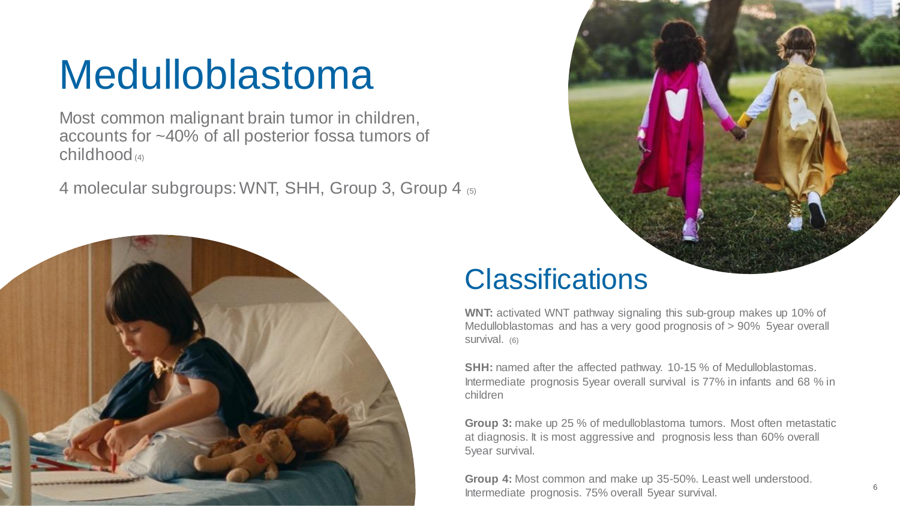# Medulloblastoma

Most common malignant brain tumor in children, accounts for ~40% of all posterior fossa tumors of childhood (4)

4 molecular subgroups: WNT, SHH, Group 3, Group 4 (5)

## Classifications

**WNT:** activated WNT pathway signaling this sub-group makes up 10% of Medulloblastomas and has a very good prognosis of > 90% 5year overall survival. (6)

**SHH:** named after the affected pathway. 10-15 % of Medulloblastomas. Intermediate prognosis 5year overall survival is 77% in infants and 68 % in children

**Group 3:** make up 25 % of medulloblastoma tumors. Most often metastatic at diagnosis. It is most aggressive and prognosis less than 60% overall 5year survival.

**Group 4:** Most common and make up 35-50%. Least well understood. Intermediate prognosis. 75% overall 5year survival.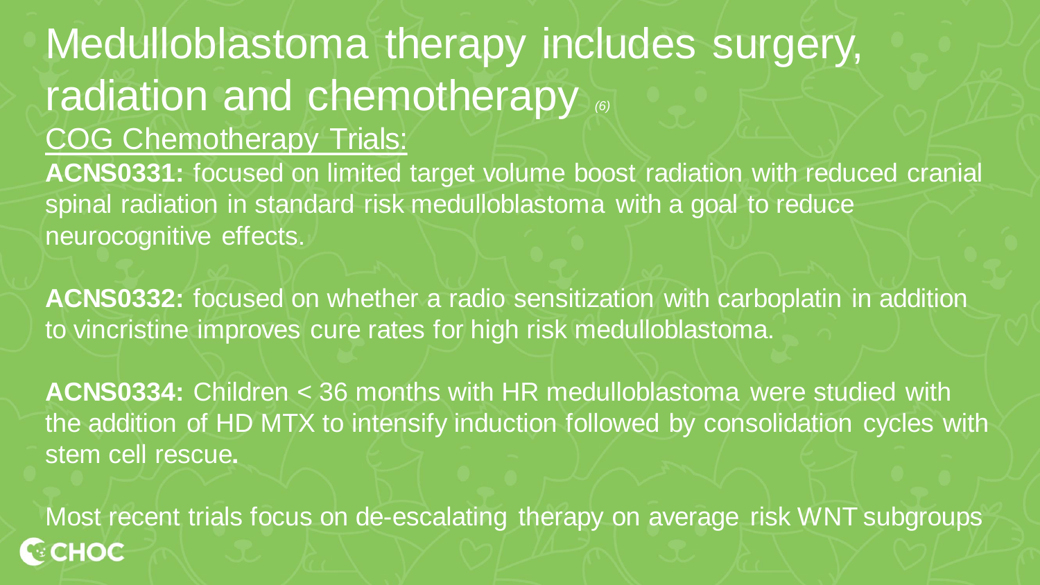# Medulloblastoma therapy includes surgery, radiation and chemotherapy *(6)*

## COG Chemotherapy Trials:

**ACNS0331:** focused on limited target volume boost radiation with reduced cranial spinal radiation in standard risk medulloblastoma with a goal to reduce neurocognitive effects.

**ACNS0332:** focused on whether a radio sensitization with carboplatin in addition to vincristine improves cure rates for high risk medulloblastoma.

**ACNS0334:** Children < 36 months with HR medulloblastoma were studied with the addition of HD MTX to intensify induction followed by consolidation cycles with stem cell rescue**.**

Most recent trials focus on de-escalating therapy on average risk WNT subgroups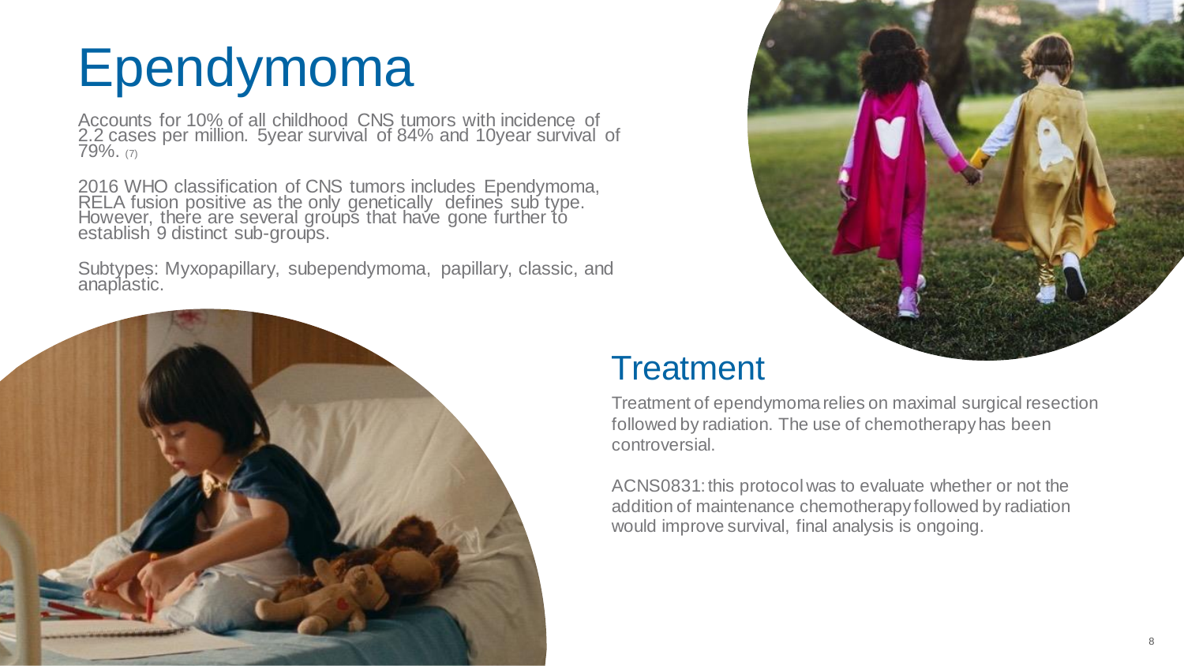# Ependymoma

Accounts for 10% of all childhood CNS tumors with incidence of 2.2 cases per million. 5year survival of 84% and 10year survival of 79%. (7)

2016 WHO classification of CNS tumors includes Ependymoma, RELA fusion positive as the only genetically defines sub type. However, there are several groups that have gone further to establish 9 distinct sub-groups.

Subtypes: Myxopapillary, subependymoma, papillary, classic, and anaplastic.

## Treatment

Treatment of ependymoma relies on maximal surgical resection followed by radiation. The use of chemotherapy has been controversial.

ACNS0831: this protocol was to evaluate whether or not the addition of maintenance chemotherapy followed by radiation would improve survival, final analysis is ongoing.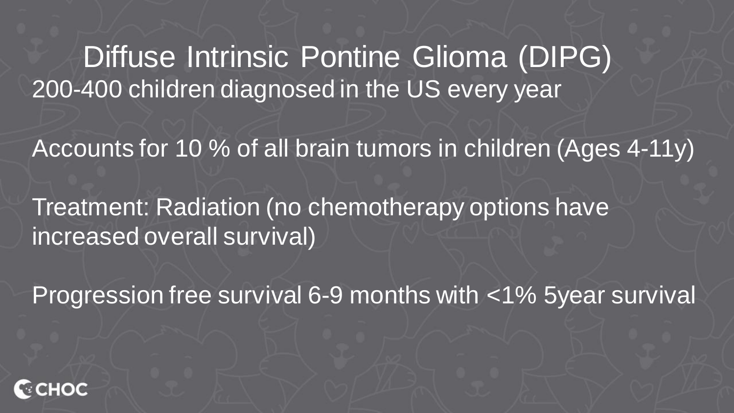# Diffuse Intrinsic Pontine Glioma (DIPG)

200-400 children diagnosed in the US every year

Accounts for 10 % of all brain tumors in children (Ages 4-11y)

Treatment: Radiation (no chemotherapy options have increased overall survival)

Progression free survival 6-9 months with <1% 5year survival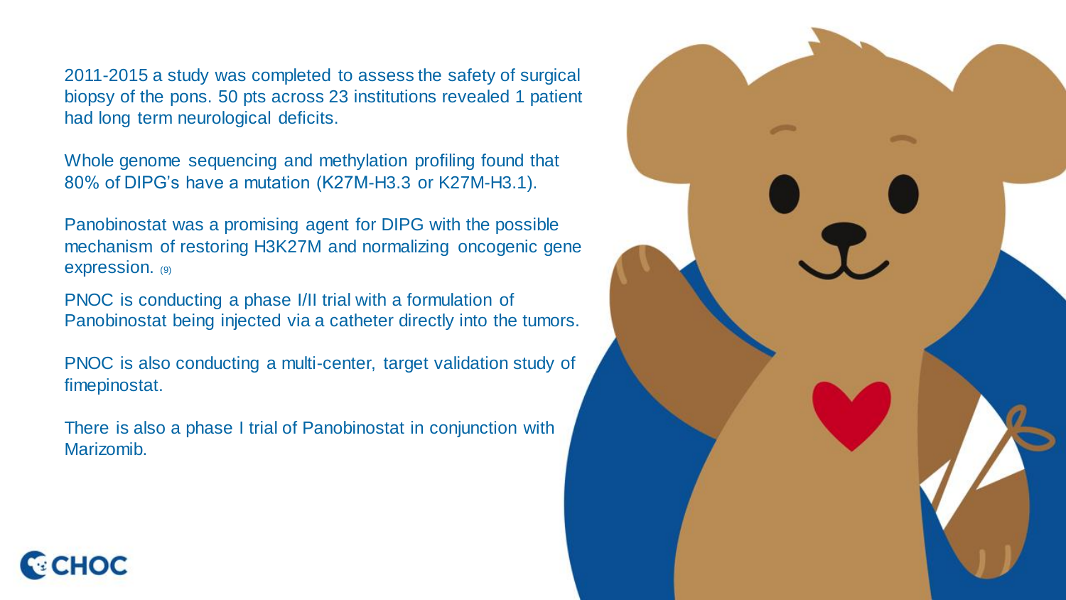2011-2015 a study was completed to assess the safety of surgical biopsy of the pons. 50 pts across 23 institutions revealed 1 patient had long term neurological deficits.

Whole genome sequencing and methylation profiling found that 80% of DIPG's have a mutation (K27M-H3.3 or K27M-H3.1).

Panobinostat was a promising agent for DIPG with the possible mechanism of restoring H3K27M and normalizing oncogenic gene expression. (9)

PNOC is conducting a phase I/II trial with a formulation of Panobinostat being injected via a catheter directly into the tumors.

PNOC is also conducting a multi-center, target validation study of fimepinostat.

There is also a phase I trial of Panobinostat in conjunction with Marizomib.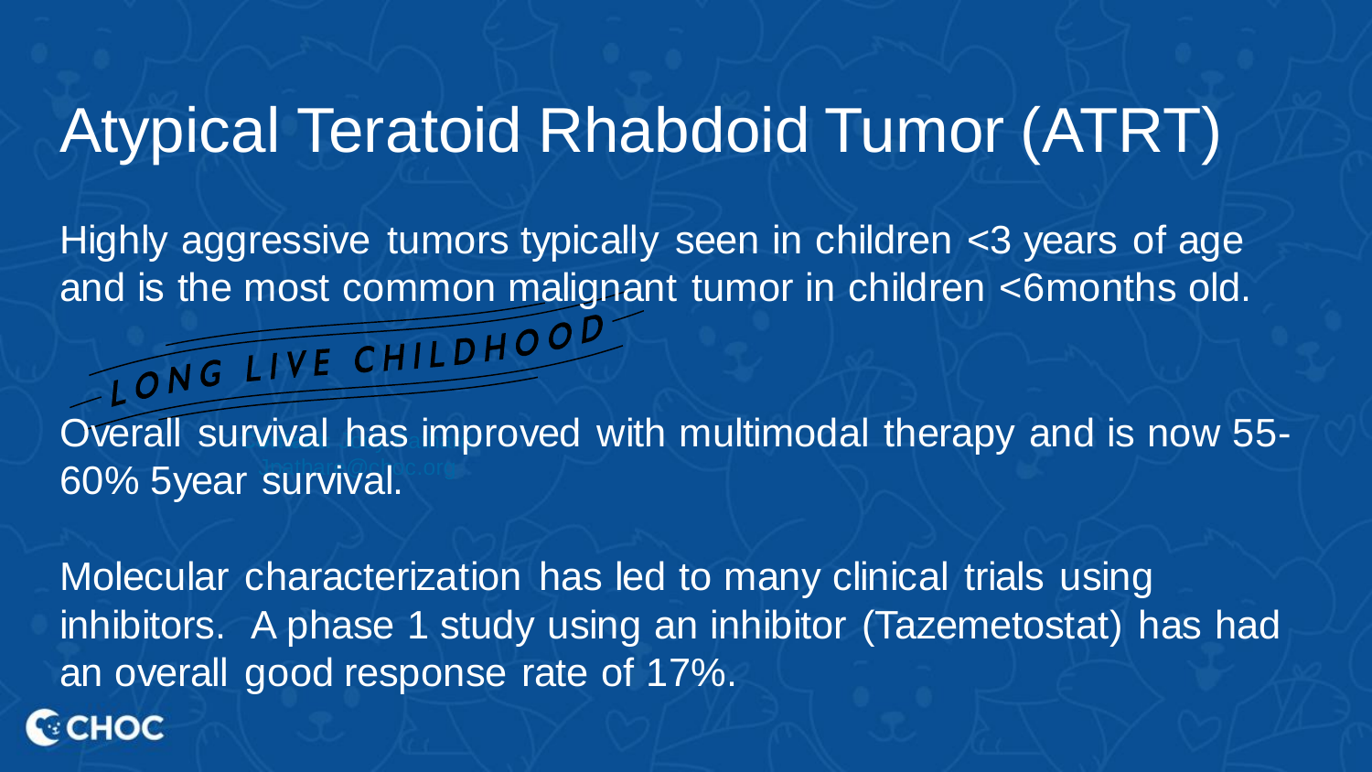# Atypical Teratoid Rhabdoid Tumor (ATRT)

Highly aggressive tumors typically seen in children <3 years of age and is the most common malignant tumor in children <6months old.

LONG LIVE CHILDHOOD

Overall survival has improved with multimodal therapy and is now 55-60% 5year survival.

Molecular characterization has led to many clinical trials using inhibitors. A phase 1 study using an inhibitor (Tazemetostat) has had an overall good response rate of 17%.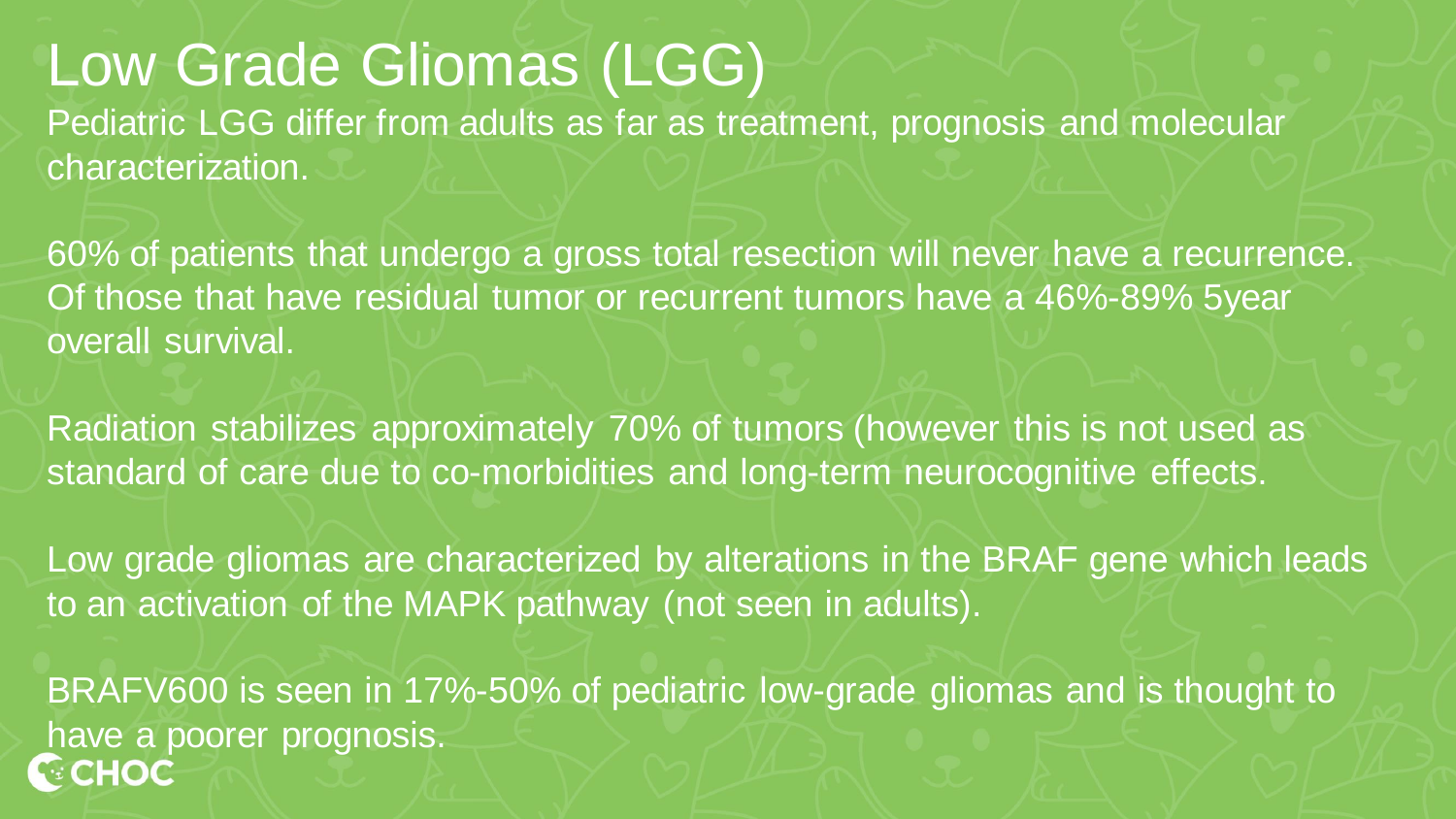# Low Grade Gliomas (LGG)

Pediatric LGG differ from adults as far as treatment, prognosis and molecular characterization.

60% of patients that undergo a gross total resection will never have a recurrence. Of those that have residual tumor or recurrent tumors have a 46%-89% 5year overall survival.

Radiation stabilizes approximately 70% of tumors (however this is not used as standard of care due to co-morbidities and long-term neurocognitive effects.

Low grade gliomas are characterized by alterations in the BRAF gene which leads to an activation of the MAPK pathway (not seen in adults).

BRAFV600 is seen in 17%-50% of pediatric low-grade gliomas and is thought to have a poorer prognosis.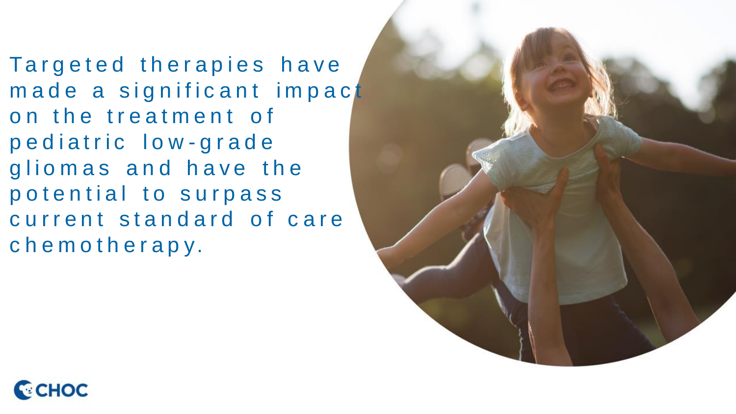Targeted therapies have made a significant impact on the treatment of pediatric low-grade gliomas and have the potential to surpass current standard of care chemotherapy.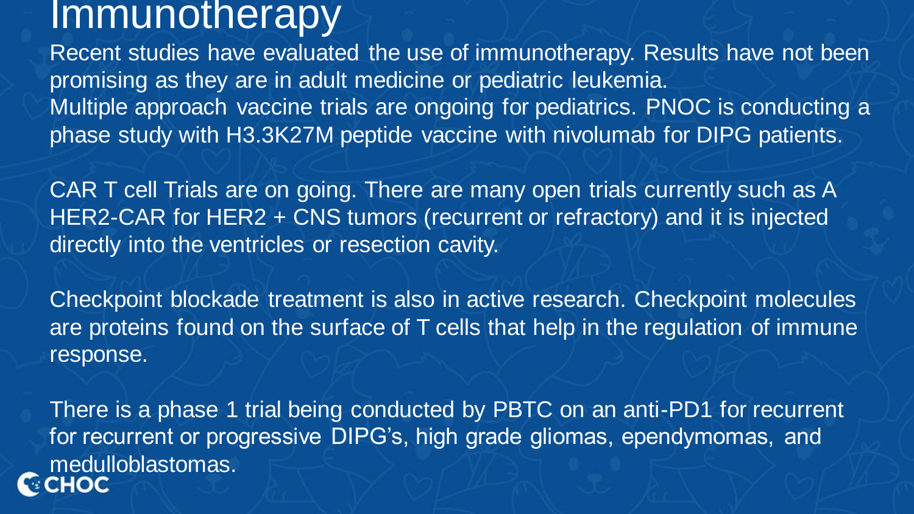# Immunotherapy

Recent studies have evaluated the use of immunotherapy. Results have not been promising as they are in adult medicine or pediatric leukemia.
Multiple approach vaccine trials are ongoing for pediatrics. PNOC is conducting a phase study with H3.3K27M peptide vaccine with nivolumab for DIPG patients.

CAR T cell Trials are on going. There are many open trials currently such as A HER2-CAR for HER2 + CNS tumors (recurrent or refractory) and it is injected directly into the ventricles or resection cavity.

Checkpoint blockade treatment is also in active research. Checkpoint molecules are proteins found on the surface of T cells that help in the regulation of immune response.

There is a phase 1 trial being conducted by PBTC on an anti-PD1 for recurrent for recurrent or progressive DIPG's, high grade gliomas, ependymomas, and medulloblastomas.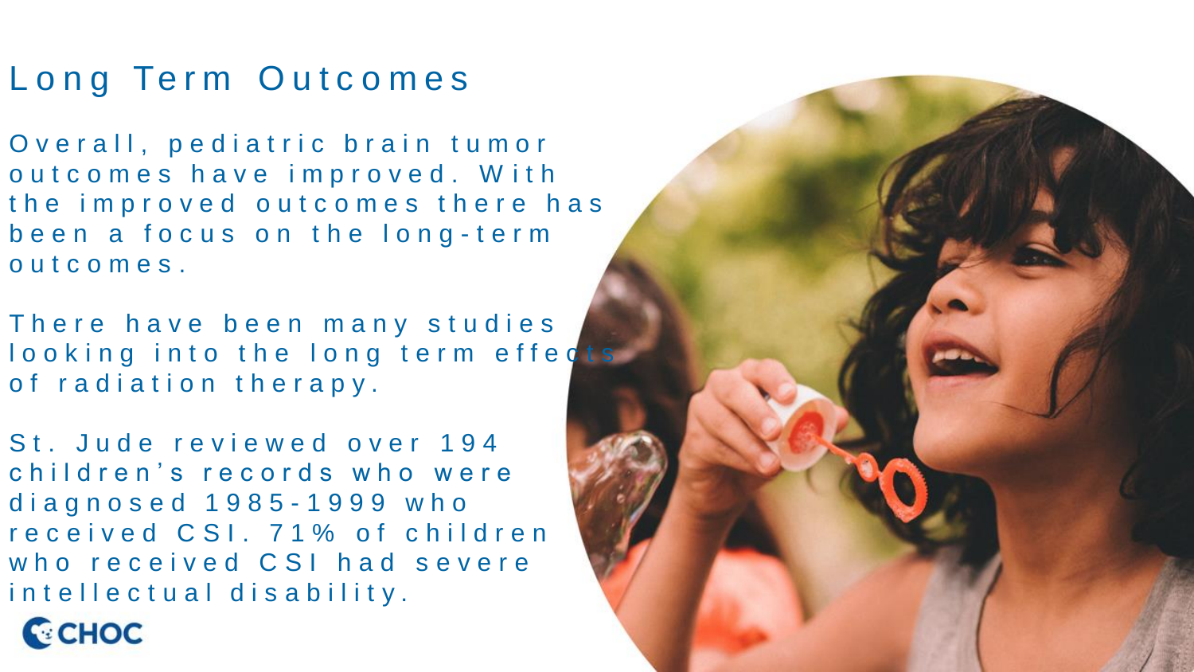# Long Term Outcomes

Overall, pediatric brain tumor outcomes have improved. With the improved outcomes there has been a focus on the long-term outcomes.

There have been many studies looking into the long term effects of radiation therapy.

St. Jude reviewed over 194 children's records who were diagnosed 1985-1999 who received CSI. 71% of children who received CSI had severe intellectual disability.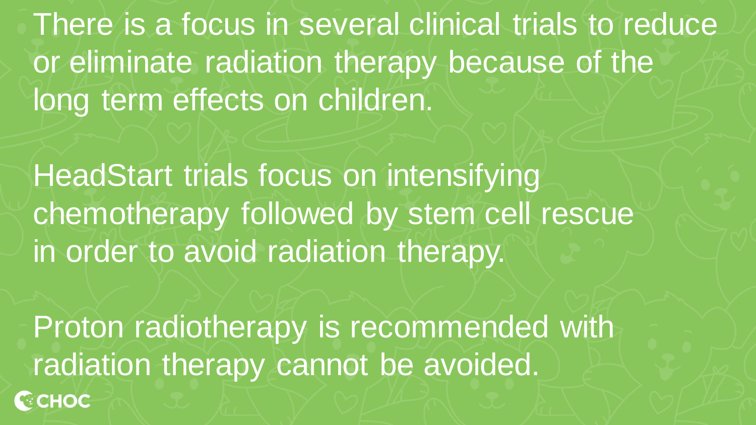There is a focus in several clinical trials to reduce or eliminate radiation therapy because of the long term effects on children.

HeadStart trials focus on intensifying chemotherapy followed by stem cell rescue in order to avoid radiation therapy.

Proton radiotherapy is recommended with radiation therapy cannot be avoided.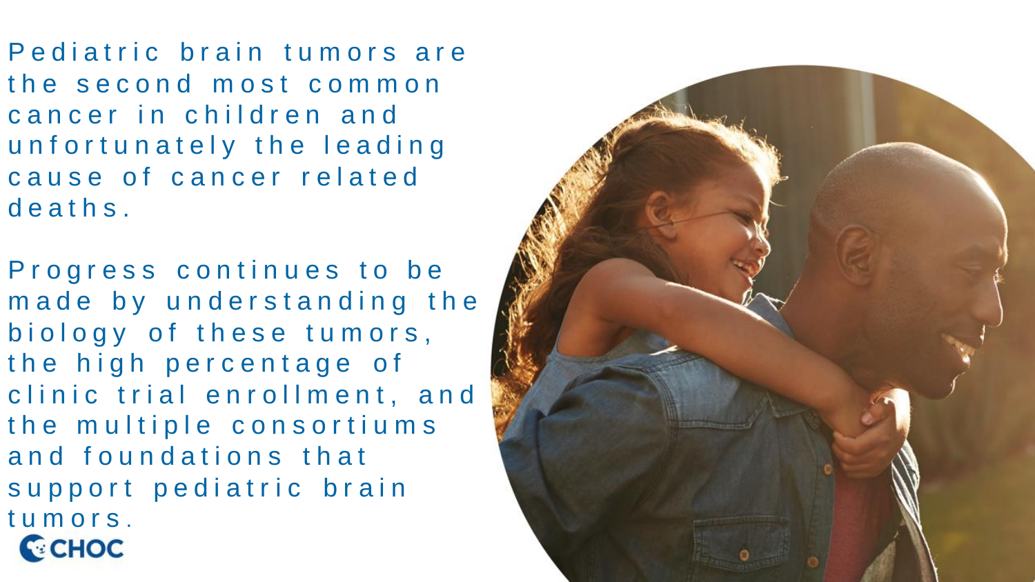Pediatric brain tumors are the second most common cancer in children and unfortunately the leading cause of cancer related deaths.

Progress continues to be made by understanding the biology of these tumors, the high percentage of clinic trial enrollment, and the multiple consortiums and foundations that support pediatric brain tumors.

CHOC